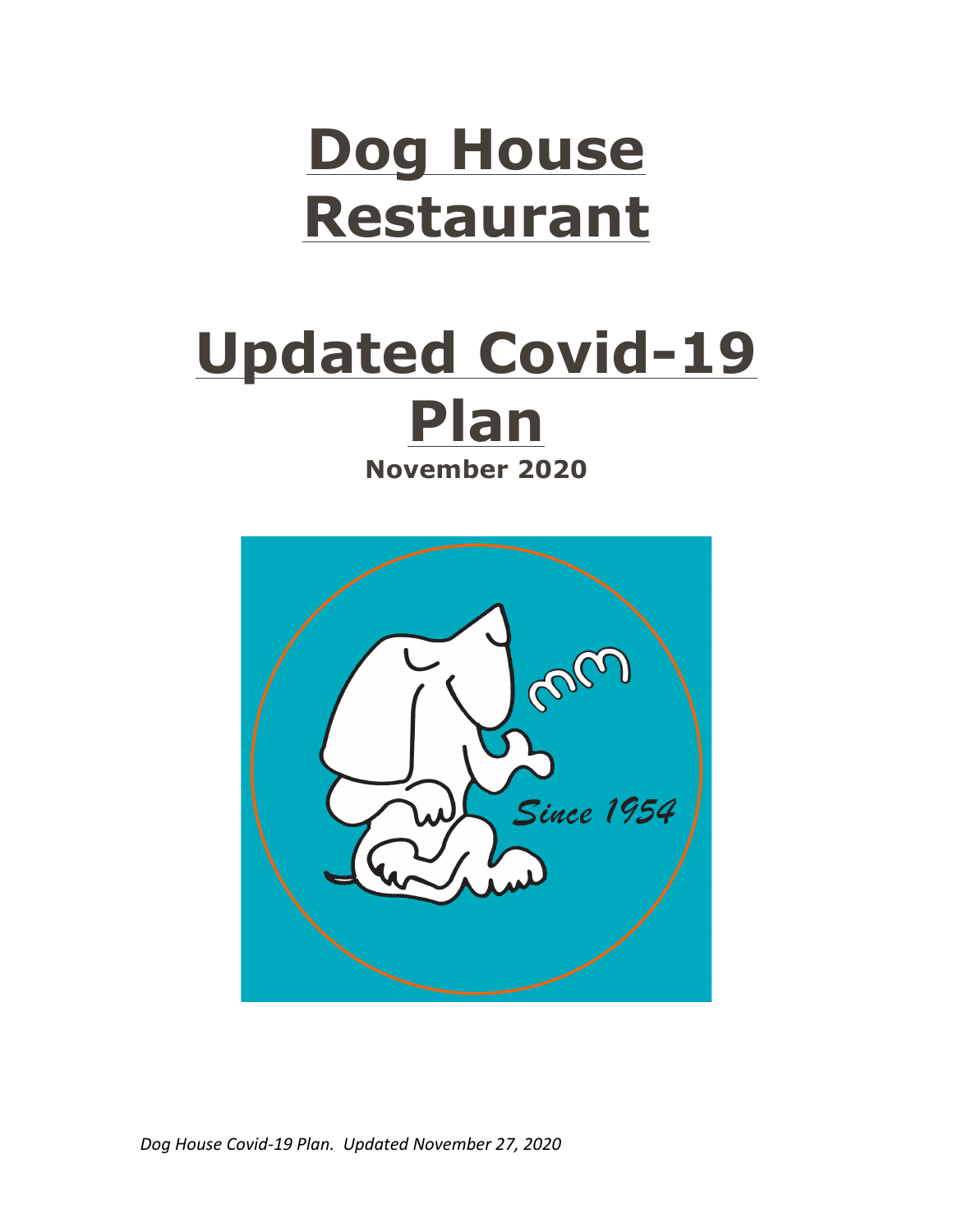# Dog House Restaurant

# Updated Covid-19 Plan

**November 2020**

Since 1954

*Dog House Covid-19 Plan. Updated November 27, 2020*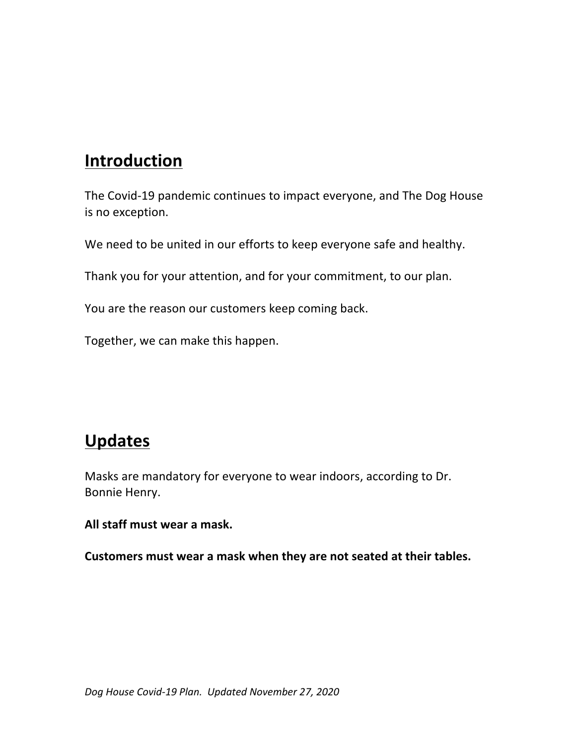## Introduction

The Covid-19 pandemic continues to impact everyone, and The Dog House is no exception.

We need to be united in our efforts to keep everyone safe and healthy.

Thank you for your attention, and for your commitment, to our plan.

You are the reason our customers keep coming back.

Together, we can make this happen.

## Updates

Masks are mandatory for everyone to wear indoors, according to Dr. Bonnie Henry.

**All staff must wear a mask.**

**Customers must wear a mask when they are not seated at their tables.**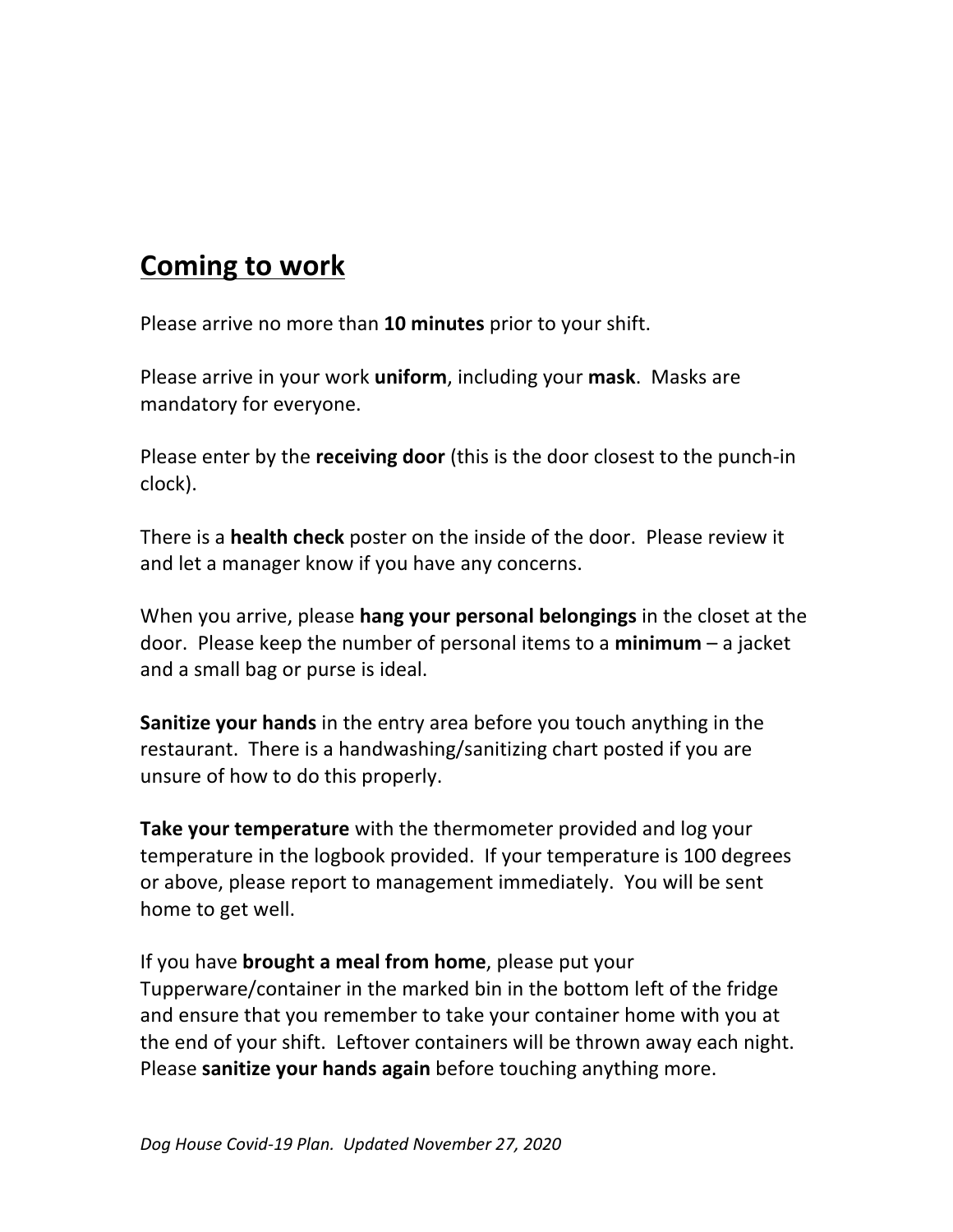## Coming to work

Please arrive no more than **10 minutes** prior to your shift.

Please arrive in your work **uniform**, including your **mask**. Masks are mandatory for everyone.

Please enter by the **receiving door** (this is the door closest to the punch-in clock).

There is a **health check** poster on the inside of the door. Please review it and let a manager know if you have any concerns.

When you arrive, please **hang your personal belongings** in the closet at the door. Please keep the number of personal items to a **minimum** – a jacket and a small bag or purse is ideal.

**Sanitize your hands** in the entry area before you touch anything in the restaurant. There is a handwashing/sanitizing chart posted if you are unsure of how to do this properly.

**Take your temperature** with the thermometer provided and log your temperature in the logbook provided. If your temperature is 100 degrees or above, please report to management immediately. You will be sent home to get well.

If you have **brought a meal from home**, please put your Tupperware/container in the marked bin in the bottom left of the fridge and ensure that you remember to take your container home with you at the end of your shift. Leftover containers will be thrown away each night. Please **sanitize your hands again** before touching anything more.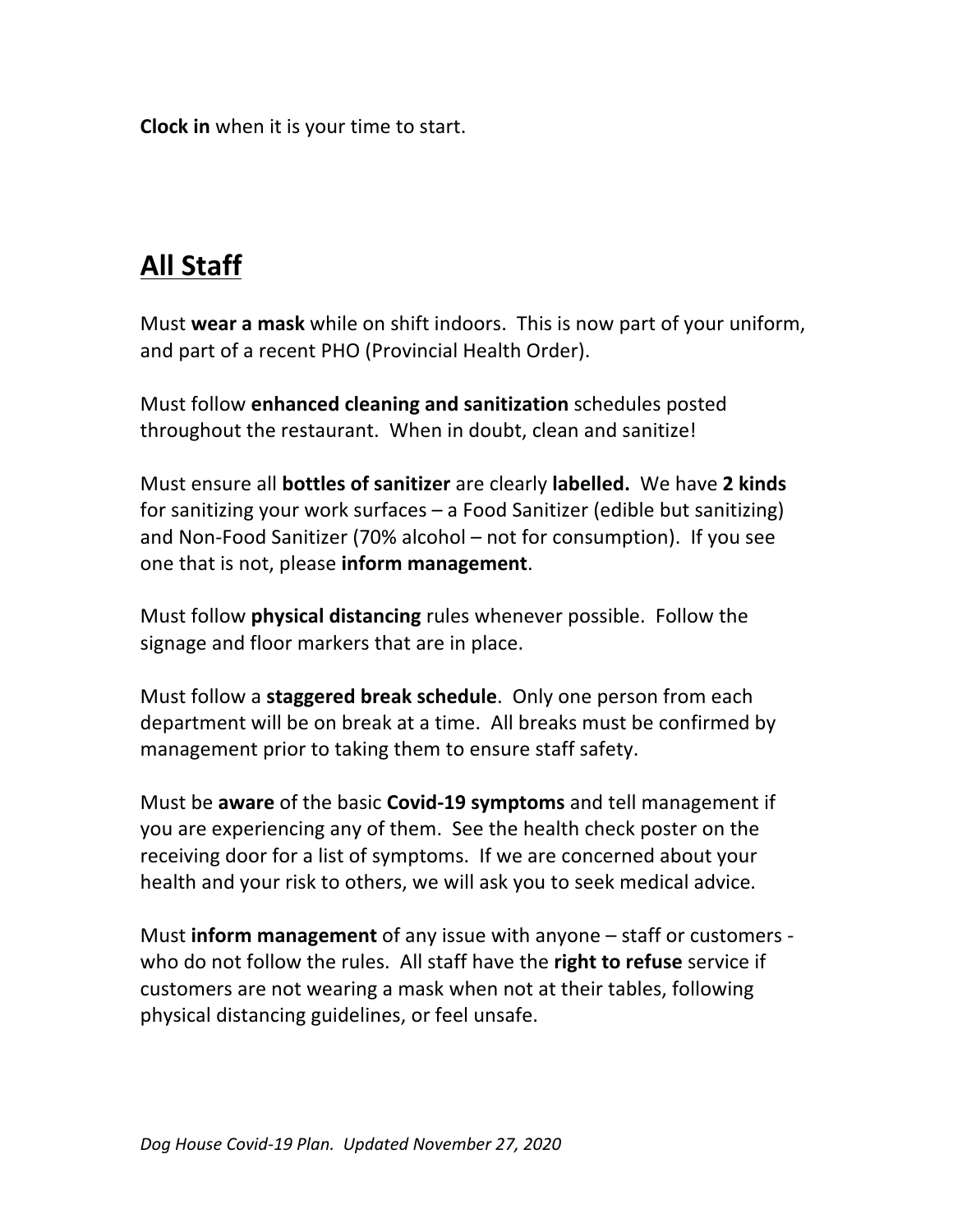**Clock in** when it is your time to start.

## **All Staff**

Must **wear a mask** while on shift indoors. This is now part of your uniform, and part of a recent PHO (Provincial Health Order).

Must follow **enhanced cleaning and sanitization** schedules posted throughout the restaurant. When in doubt, clean and sanitize!

Must ensure all **bottles of sanitizer** are clearly **labelled.** We have **2 kinds** for sanitizing your work surfaces – a Food Sanitizer (edible but sanitizing) and Non-Food Sanitizer (70% alcohol – not for consumption). If you see one that is not, please **inform management**.

Must follow **physical distancing** rules whenever possible. Follow the signage and floor markers that are in place.

Must follow a **staggered break schedule**. Only one person from each department will be on break at a time. All breaks must be confirmed by management prior to taking them to ensure staff safety.

Must be **aware** of the basic **Covid-19 symptoms** and tell management if you are experiencing any of them. See the health check poster on the receiving door for a list of symptoms. If we are concerned about your health and your risk to others, we will ask you to seek medical advice.

Must **inform management** of any issue with anyone – staff or customers - who do not follow the rules. All staff have the **right to refuse** service if customers are not wearing a mask when not at their tables, following physical distancing guidelines, or feel unsafe.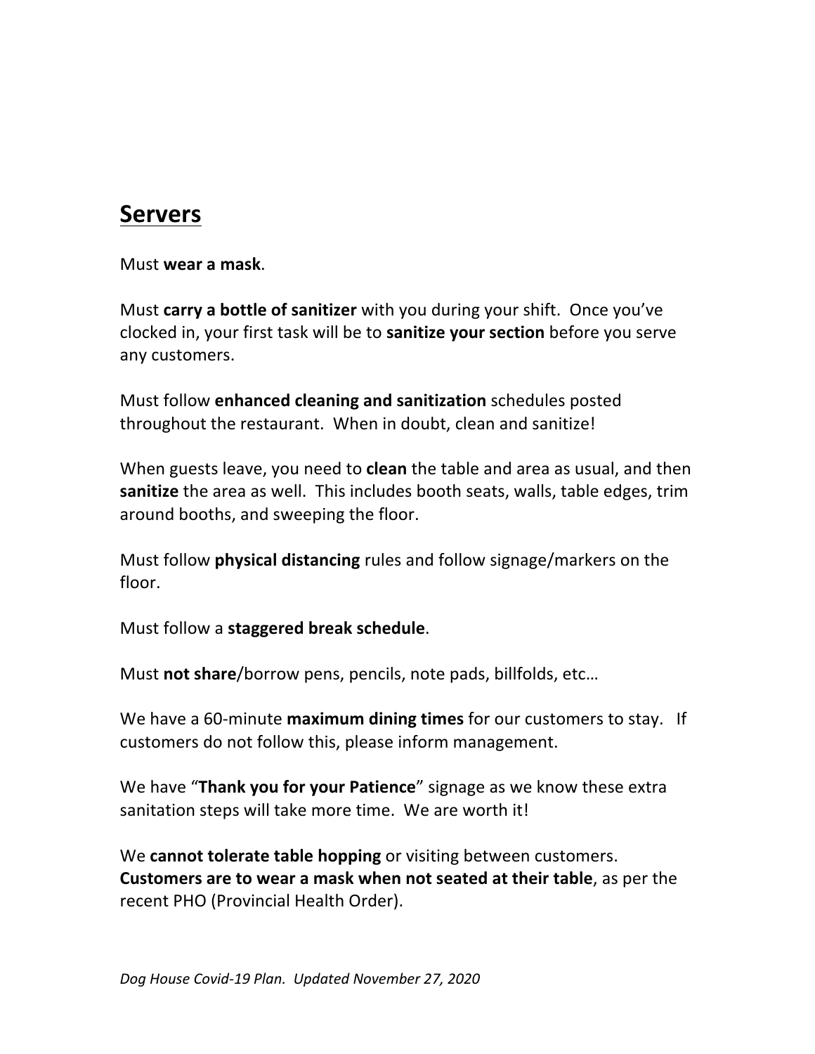## Servers

Must **wear a mask**.

Must **carry a bottle of sanitizer** with you during your shift. Once you've clocked in, your first task will be to **sanitize your section** before you serve any customers.

Must follow **enhanced cleaning and sanitization** schedules posted throughout the restaurant. When in doubt, clean and sanitize!

When guests leave, you need to **clean** the table and area as usual, and then **sanitize** the area as well. This includes booth seats, walls, table edges, trim around booths, and sweeping the floor.

Must follow **physical distancing** rules and follow signage/markers on the floor.

Must follow a **staggered break schedule**.

Must **not share**/borrow pens, pencils, note pads, billfolds, etc…

We have a 60-minute **maximum dining times** for our customers to stay. If customers do not follow this, please inform management.

We have "**Thank you for your Patience**" signage as we know these extra sanitation steps will take more time. We are worth it!

We **cannot tolerate table hopping** or visiting between customers. **Customers are to wear a mask when not seated at their table**, as per the recent PHO (Provincial Health Order).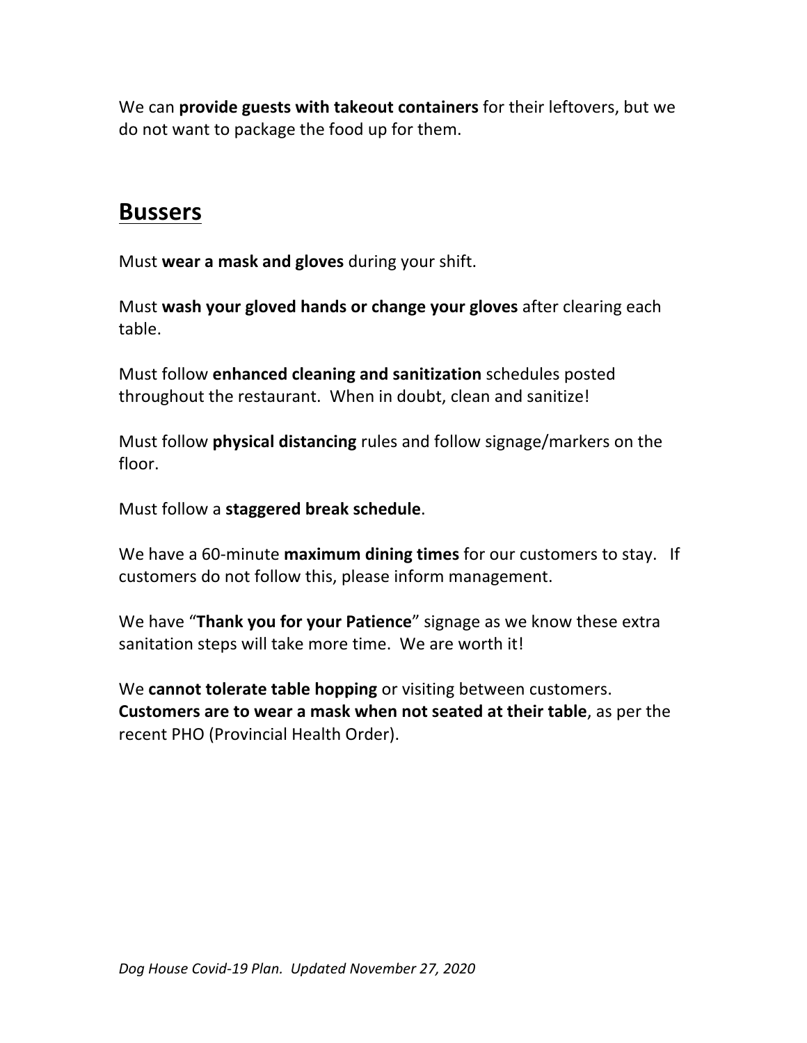We can **provide guests with takeout containers** for their leftovers, but we do not want to package the food up for them.

## Bussers

Must **wear a mask and gloves** during your shift.

Must **wash your gloved hands or change your gloves** after clearing each table.

Must follow **enhanced cleaning and sanitization** schedules posted throughout the restaurant. When in doubt, clean and sanitize!

Must follow **physical distancing** rules and follow signage/markers on the floor.

Must follow a **staggered break schedule**.

We have a 60-minute **maximum dining times** for our customers to stay. If customers do not follow this, please inform management.

We have "**Thank you for your Patience**" signage as we know these extra sanitation steps will take more time. We are worth it!

We **cannot tolerate table hopping** or visiting between customers. **Customers are to wear a mask when not seated at their table**, as per the recent PHO (Provincial Health Order).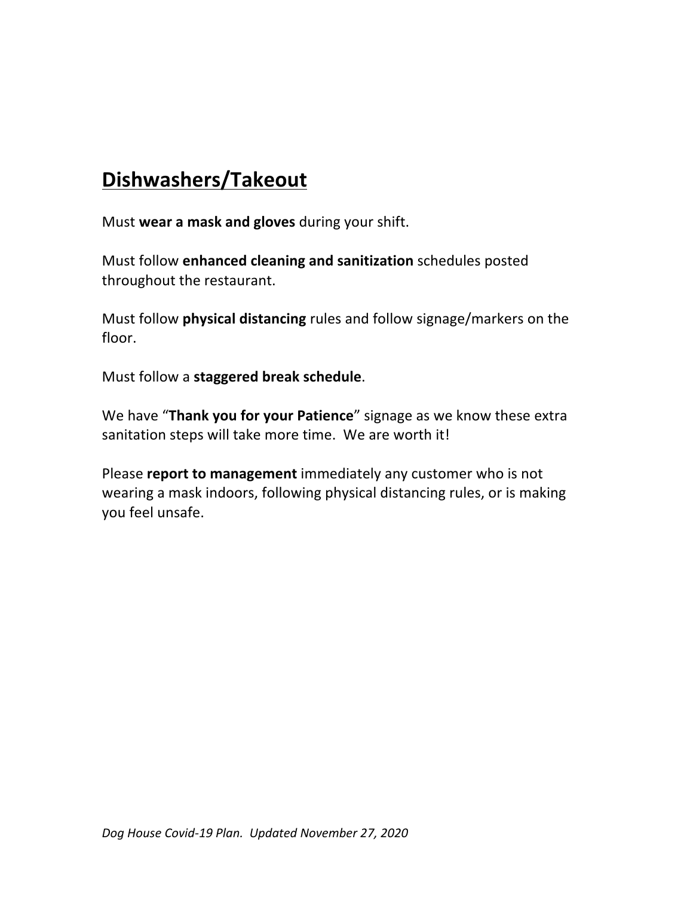## Dishwashers/Takeout

Must **wear a mask and gloves** during your shift.

Must follow **enhanced cleaning and sanitization** schedules posted throughout the restaurant.

Must follow **physical distancing** rules and follow signage/markers on the floor.

Must follow a **staggered break schedule**.

We have "**Thank you for your Patience**" signage as we know these extra sanitation steps will take more time. We are worth it!

Please **report to management** immediately any customer who is not wearing a mask indoors, following physical distancing rules, or is making you feel unsafe.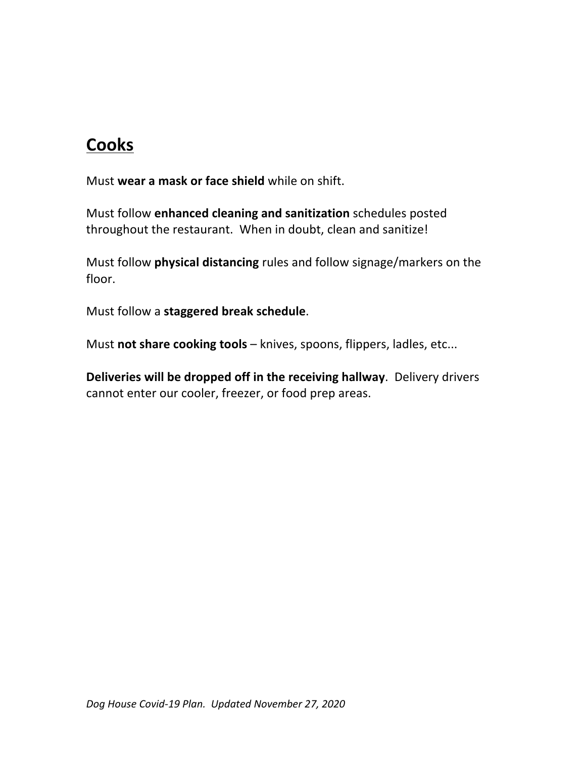## Cooks

Must **wear a mask or face shield** while on shift.

Must follow **enhanced cleaning and sanitization** schedules posted throughout the restaurant.  When in doubt, clean and sanitize!

Must follow **physical distancing** rules and follow signage/markers on the floor.

Must follow a **staggered break schedule**.

Must **not share cooking tools** – knives, spoons, flippers, ladles, etc...

**Deliveries will be dropped off in the receiving hallway**.  Delivery drivers cannot enter our cooler, freezer, or food prep areas.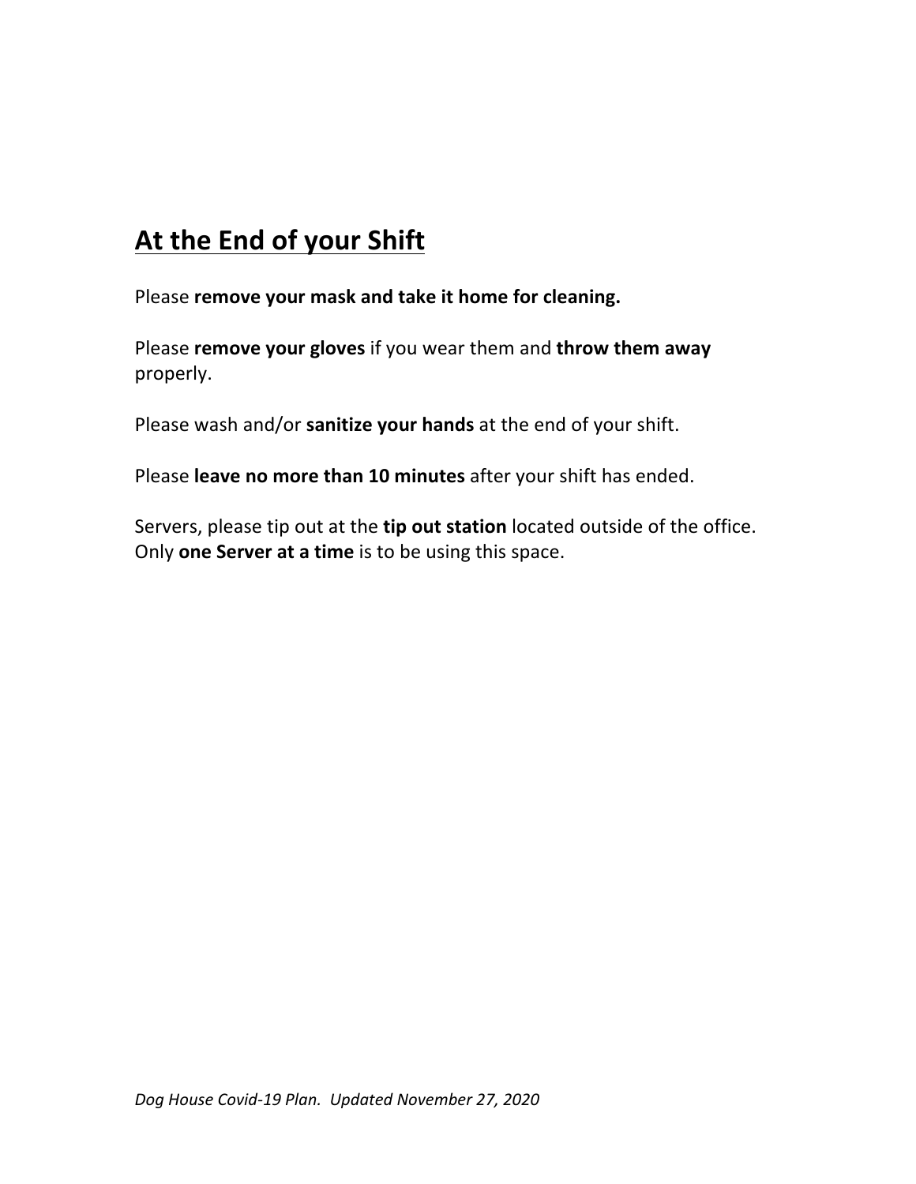## At the End of your Shift

Please **remove your mask and take it home for cleaning.**

Please **remove your gloves** if you wear them and **throw them away** properly.

Please wash and/or **sanitize your hands** at the end of your shift.

Please **leave no more than 10 minutes** after your shift has ended.

Servers, please tip out at the **tip out station** located outside of the office. Only **one Server at a time** is to be using this space.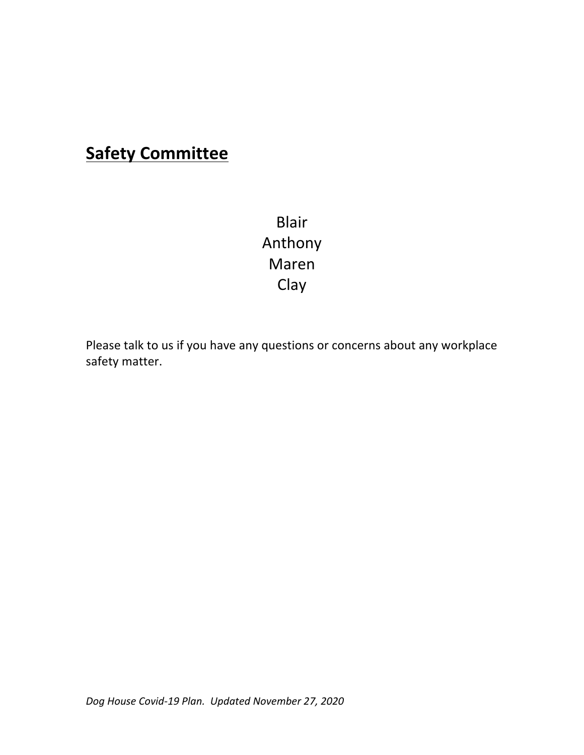## **Safety Committee**

Blair
Anthony
Maren
Clay

Please talk to us if you have any questions or concerns about any workplace safety matter.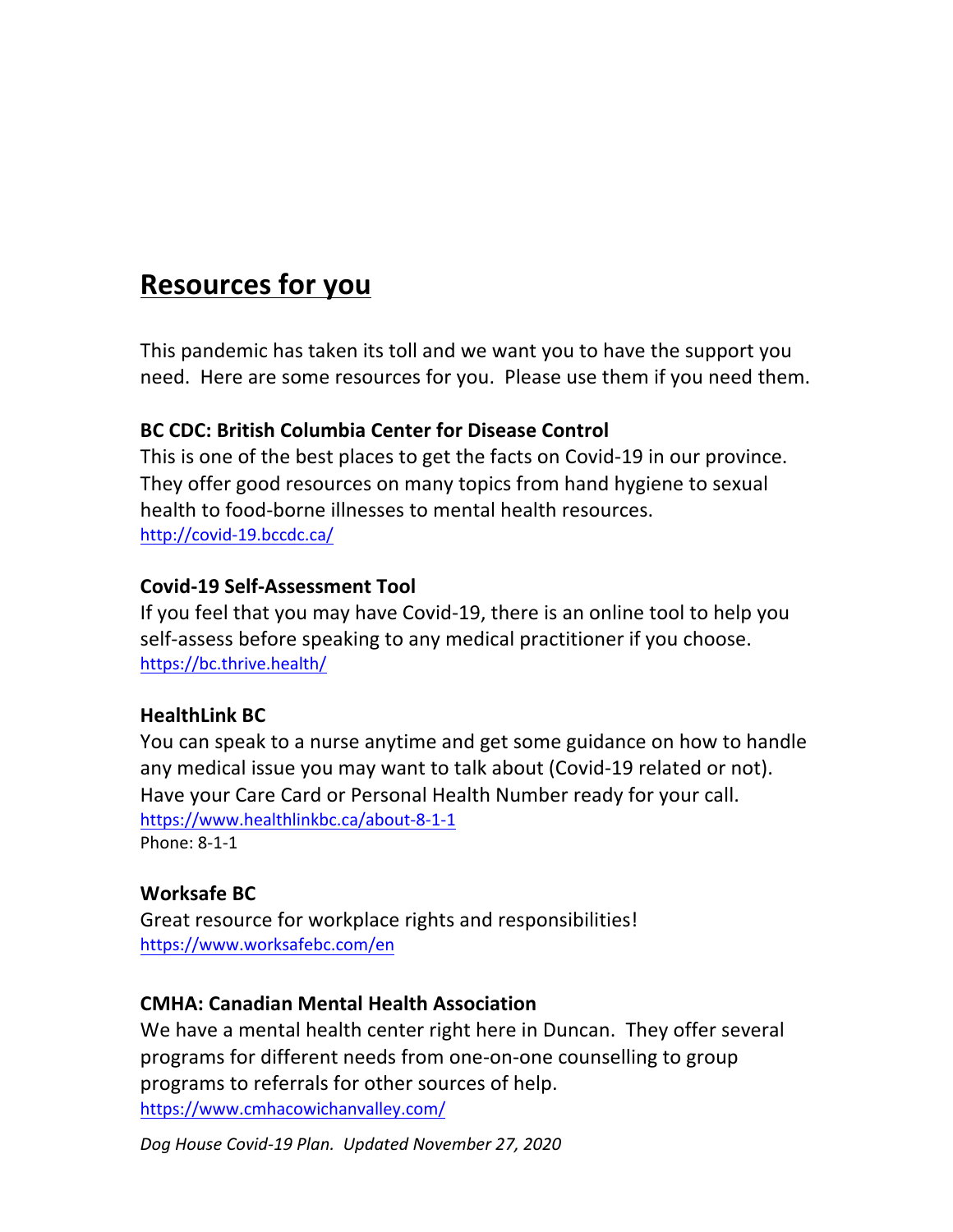## Resources for you

This pandemic has taken its toll and we want you to have the support you need. Here are some resources for you. Please use them if you need them.

**BC CDC: British Columbia Center for Disease Control**
This is one of the best places to get the facts on Covid-19 in our province. They offer good resources on many topics from hand hygiene to sexual health to food-borne illnesses to mental health resources.
http://covid-19.bccdc.ca/

**Covid-19 Self-Assessment Tool**
If you feel that you may have Covid-19, there is an online tool to help you self-assess before speaking to any medical practitioner if you choose.
https://bc.thrive.health/

**HealthLink BC**
You can speak to a nurse anytime and get some guidance on how to handle any medical issue you may want to talk about (Covid-19 related or not). Have your Care Card or Personal Health Number ready for your call.
https://www.healthlinkbc.ca/about-8-1-1
Phone: 8-1-1

**Worksafe BC**
Great resource for workplace rights and responsibilities!
https://www.worksafebc.com/en

**CMHA: Canadian Mental Health Association**
We have a mental health center right here in Duncan. They offer several programs for different needs from one-on-one counselling to group programs to referrals for other sources of help.
https://www.cmhacowichanvalley.com/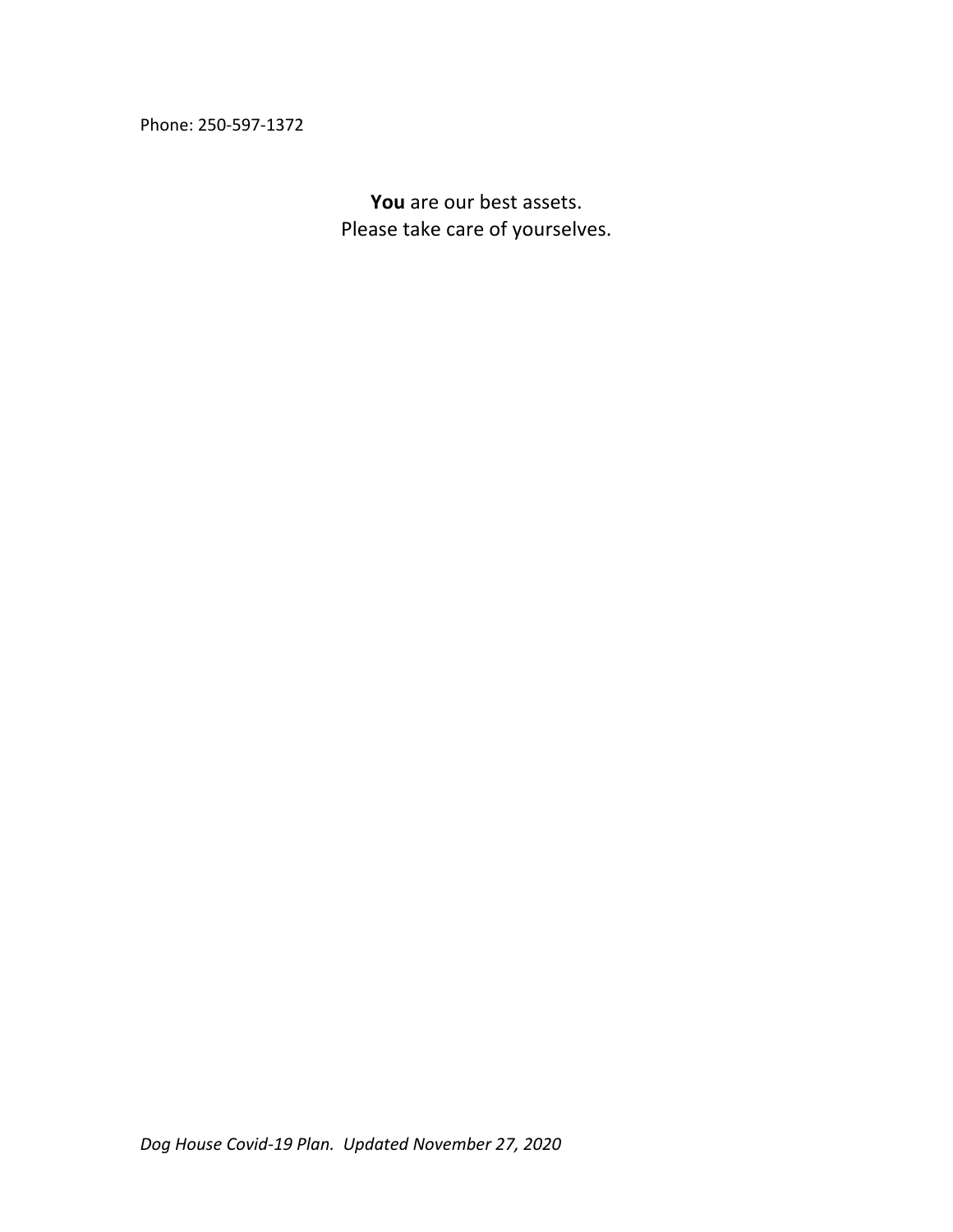Phone: 250-597-1372

**You** are our best assets.
Please take care of yourselves.